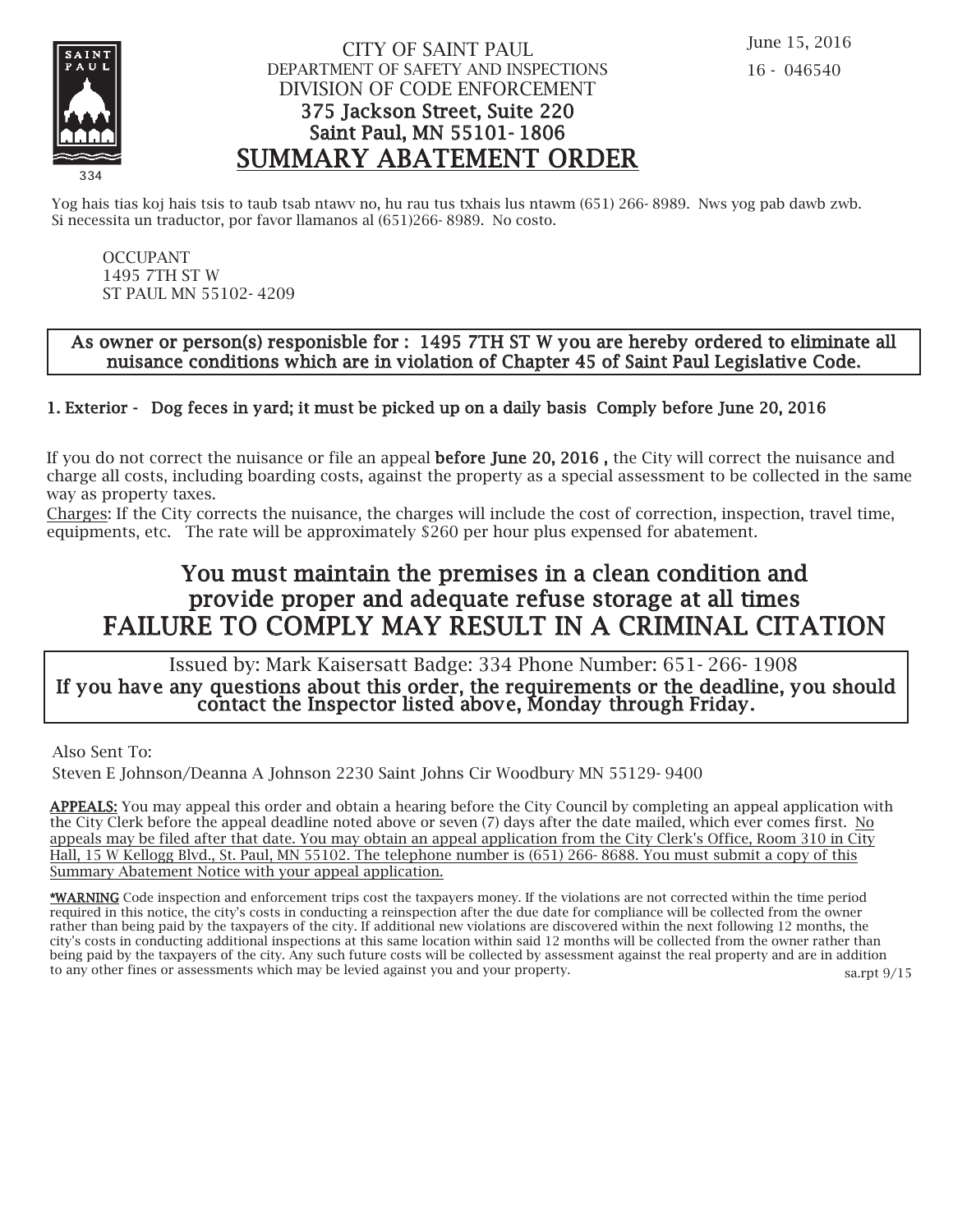334

CITY OF SAINT PAUL
DEPARTMENT OF SAFETY AND INSPECTIONS
DIVISION OF CODE ENFORCEMENT
**375 Jackson Street, Suite 220**
**Saint Paul, MN 55101-1806**

# SUMMARY ABATEMENT ORDER

June 15, 2016
16 - 046540

Yog hais tias koj hais tsis to taub tsab ntawv no, hu rau tus txhais lus ntawm (651) 266-8989. Nws yog pab dawb zwb.
Si necessita un traductor, por favor llamanos al (651)266-8989. No costo.

OCCUPANT
1495 7TH ST W
ST PAUL MN 55102-4209

**As owner or person(s) responisble for : 1495 7TH ST W you are hereby ordered to eliminate all nuisance conditions which are in violation of Chapter 45 of Saint Paul Legislative Code.**

**1. Exterior - Dog feces in yard; it must be picked up on a daily basis Comply before June 20, 2016**

If you do not correct the nuisance or file an appeal **before June 20, 2016 ,** the City will correct the nuisance and charge all costs, including boarding costs, against the property as a special assessment to be collected in the same way as property taxes.
Charges: If the City corrects the nuisance, the charges will include the cost of correction, inspection, travel time, equipments, etc. The rate will be approximately $260 per hour plus expensed for abatement.

## You must maintain the premises in a clean condition and provide proper and adequate refuse storage at all times
## FAILURE TO COMPLY MAY RESULT IN A CRIMINAL CITATION

Issued by: Mark Kaisersatt Badge: 334 Phone Number: 651-266-1908
**If you have any questions about this order, the requirements or the deadline, you should contact the Inspector listed above, Monday through Friday.**

Also Sent To:
Steven E Johnson/Deanna A Johnson 2230 Saint Johns Cir Woodbury MN 55129-9400

**APPEALS:** You may appeal this order and obtain a hearing before the City Council by completing an appeal application with the City Clerk before the appeal deadline noted above or seven (7) days after the date mailed, which ever comes first. No appeals may be filed after that date. You may obtain an appeal application from the City Clerk's Office, Room 310 in City Hall, 15 W Kellogg Blvd., St. Paul, MN 55102. The telephone number is (651) 266-8688. You must submit a copy of this Summary Abatement Notice with your appeal application.

***WARNING** Code inspection and enforcement trips cost the taxpayers money. If the violations are not corrected within the time period required in this notice, the city's costs in conducting a reinspection after the due date for compliance will be collected from the owner rather than being paid by the taxpayers of the city. If additional new violations are discovered within the next following 12 months, the city's costs in conducting additional inspections at this same location within said 12 months will be collected from the owner rather than being paid by the taxpayers of the city. Any such future costs will be collected by assessment against the real property and are in addition to any other fines or assessments which may be levied against you and your property.

sa.rpt 9/15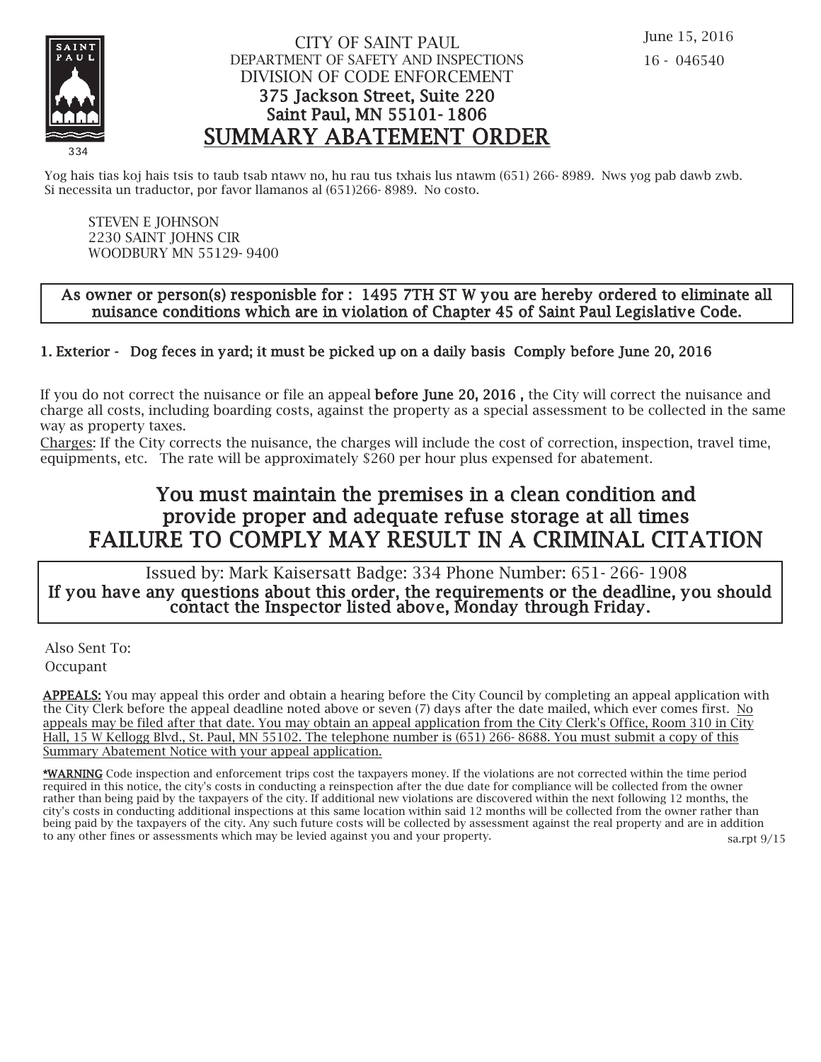334

June 15, 2016

16 - 046540

CITY OF SAINT PAUL
DEPARTMENT OF SAFETY AND INSPECTIONS
DIVISION OF CODE ENFORCEMENT
375 Jackson Street, Suite 220
Saint Paul, MN 55101-1806

# SUMMARY ABATEMENT ORDER

Yog hais tias koj hais tsis to taub tsab ntawv no, hu rau tus txhais lus ntawm (651) 266-8989. Nws yog pab dawb zwb.
Si necessita un traductor, por favor llamanos al (651)266-8989. No costo.

STEVEN E JOHNSON
2230 SAINT JOHNS CIR
WOODBURY MN 55129-9400

**As owner or person(s) responisble for : 1495 7TH ST W you are hereby ordered to eliminate all nuisance conditions which are in violation of Chapter 45 of Saint Paul Legislative Code.**

1. Exterior - Dog feces in yard; it must be picked up on a daily basis Comply before June 20, 2016

If you do not correct the nuisance or file an appeal **before June 20, 2016 ,** the City will correct the nuisance and charge all costs, including boarding costs, against the property as a special assessment to be collected in the same way as property taxes.
Charges: If the City corrects the nuisance, the charges will include the cost of correction, inspection, travel time, equipments, etc. The rate will be approximately $260 per hour plus expensed for abatement.

## You must maintain the premises in a clean condition and provide proper and adequate refuse storage at all times
## FAILURE TO COMPLY MAY RESULT IN A CRIMINAL CITATION

Issued by: Mark Kaisersatt Badge: 334 Phone Number: 651-266-1908
**If you have any questions about this order, the requirements or the deadline, you should contact the Inspector listed above, Monday through Friday.**

Also Sent To:
Occupant

**APPEALS:** You may appeal this order and obtain a hearing before the City Council by completing an appeal application with the City Clerk before the appeal deadline noted above or seven (7) days after the date mailed, which ever comes first. No appeals may be filed after that date. You may obtain an appeal application from the City Clerk's Office, Room 310 in City Hall, 15 W Kellogg Blvd., St. Paul, MN 55102. The telephone number is (651) 266-8688. You must submit a copy of this Summary Abatement Notice with your appeal application.

***WARNING** Code inspection and enforcement trips cost the taxpayers money. If the violations are not corrected within the time period required in this notice, the city's costs in conducting a reinspection after the due date for compliance will be collected from the owner rather than being paid by the taxpayers of the city. If additional new violations are discovered within the next following 12 months, the city's costs in conducting additional inspections at this same location within said 12 months will be collected from the owner rather than being paid by the taxpayers of the city. Any such future costs will be collected by assessment against the real property and are in addition to any other fines or assessments which may be levied against you and your property.

sa.rpt 9/15